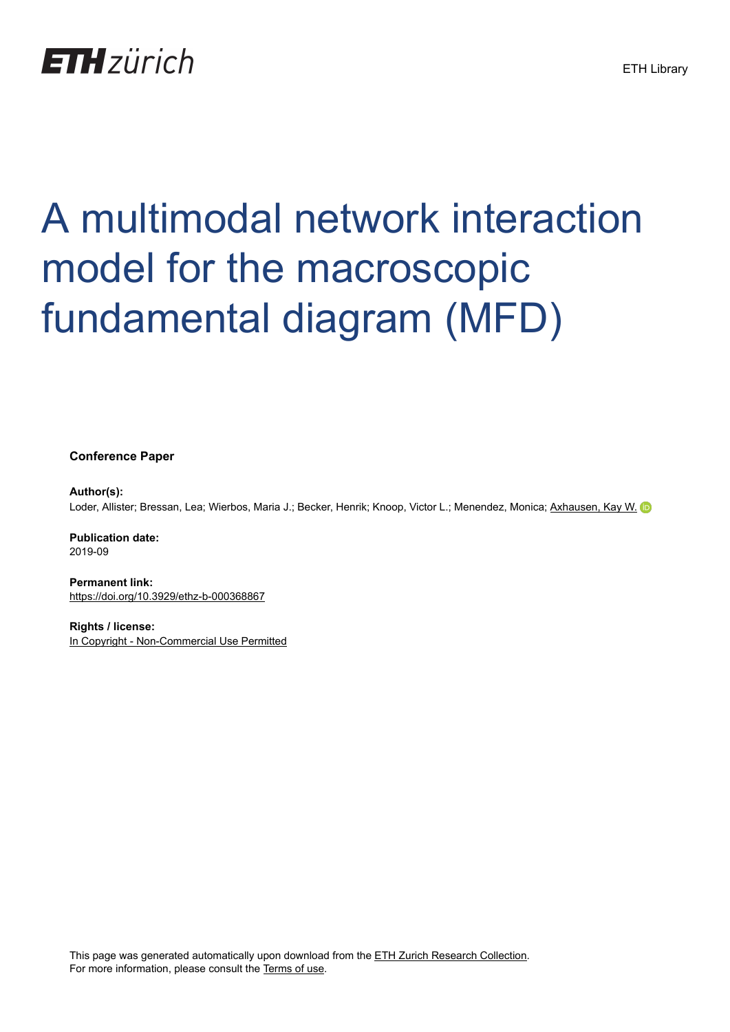ETH zürich

ETH Library

# A multimodal network interaction model for the macroscopic fundamental diagram (MFD)

**Conference Paper**

**Author(s):**
Loder, Allister; Bressan, Lea; Wierbos, Maria J.; Becker, Henrik; Knoop, Victor L.; Menendez, Monica; Axhausen, Kay W.

**Publication date:**
2019-09

**Permanent link:**
https://doi.org/10.3929/ethz-b-000368867

**Rights / license:**
In Copyright - Non-Commercial Use Permitted

This page was generated automatically upon download from the ETH Zurich Research Collection.
For more information, please consult the Terms of use.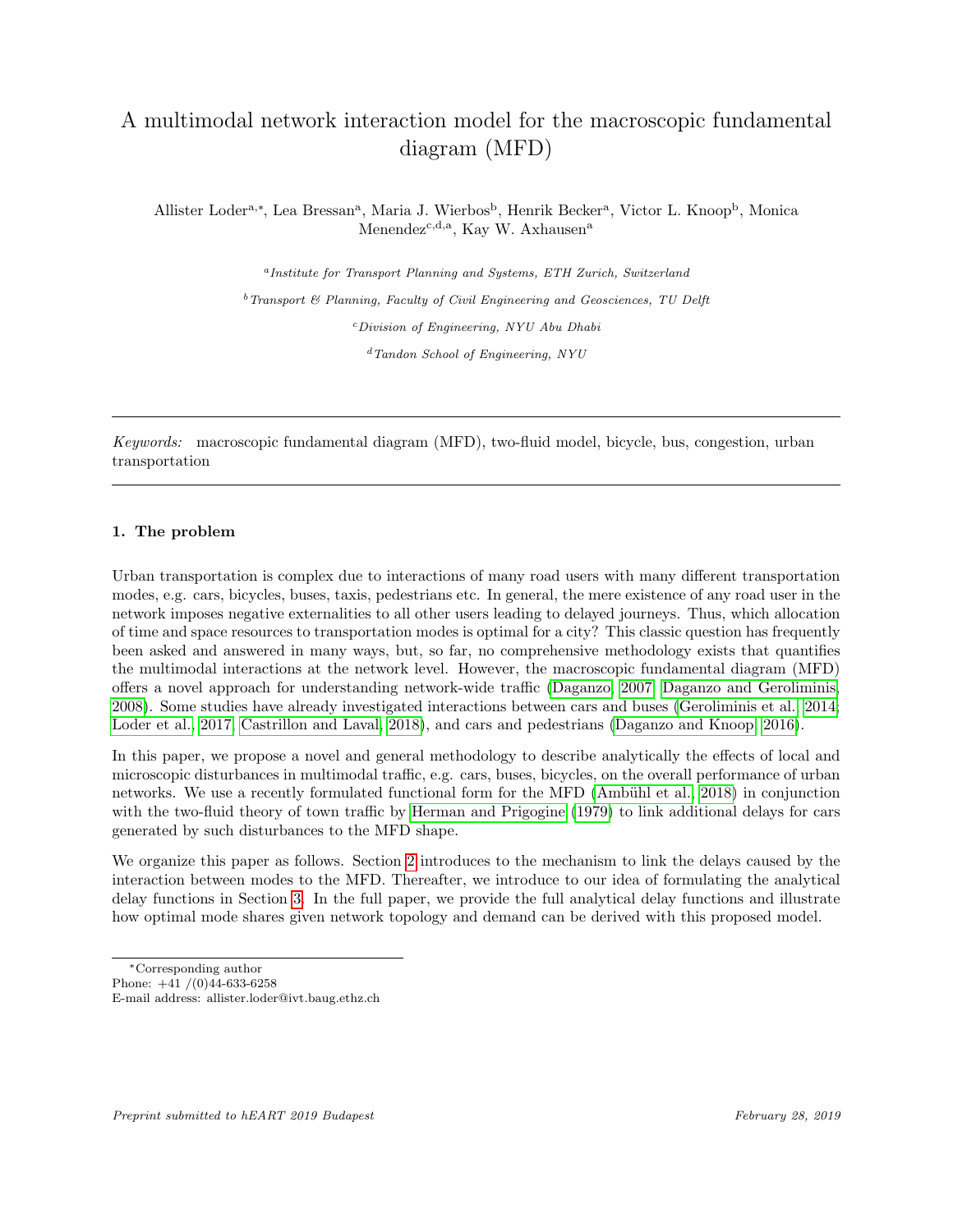# A multimodal network interaction model for the macroscopic fundamental diagram (MFD)

Allister Loder[a,*], Lea Bressan[a], Maria J. Wierbos[b], Henrik Becker[a], Victor L. Knoop[b], Monica Menendez[c,d,a], Kay W. Axhausen[a]

[a] *Institute for Transport Planning and Systems, ETH Zurich, Switzerland*

[b] *Transport & Planning, Faculty of Civil Engineering and Geosciences, TU Delft*

[c] *Division of Engineering, NYU Abu Dhabi*

[d] *Tandon School of Engineering, NYU*

---

*Keywords:* macroscopic fundamental diagram (MFD), two-fluid model, bicycle, bus, congestion, urban transportation

---

## 1. The problem

Urban transportation is complex due to interactions of many road users with many different transportation modes, e.g. cars, bicycles, buses, taxis, pedestrians etc. In general, the mere existence of any road user in the network imposes negative externalities to all other users leading to delayed journeys. Thus, which allocation of time and space resources to transportation modes is optimal for a city? This classic question has frequently been asked and answered in many ways, but, so far, no comprehensive methodology exists that quantifies the multimodal interactions at the network level. However, the macroscopic fundamental diagram (MFD) offers a novel approach for understanding network-wide traffic (Daganzo, 2007; Daganzo and Geroliminis, 2008). Some studies have already investigated interactions between cars and buses (Geroliminis et al., 2014; Loder et al., 2017; Castrillon and Laval, 2018), and cars and pedestrians (Daganzo and Knoop, 2016).

In this paper, we propose a novel and general methodology to describe analytically the effects of local and microscopic disturbances in multimodal traffic, e.g. cars, buses, bicycles, on the overall performance of urban networks. We use a recently formulated functional form for the MFD (Ambühl et al., 2018) in conjunction with the two-fluid theory of town traffic by Herman and Prigogine (1979) to link additional delays for cars generated by such disturbances to the MFD shape.

We organize this paper as follows. Section 2 introduces to the mechanism to link the delays caused by the interaction between modes to the MFD. Thereafter, we introduce to our idea of formulating the analytical delay functions in Section 3. In the full paper, we provide the full analytical delay functions and illustrate how optimal mode shares given network topology and demand can be derived with this proposed model.

---

*Corresponding author
Phone: +41 /(0)44-633-6258
E-mail address: allister.loder@ivt.baug.ethz.ch

*Preprint submitted to hEART 2019 Budapest* — *February 28, 2019*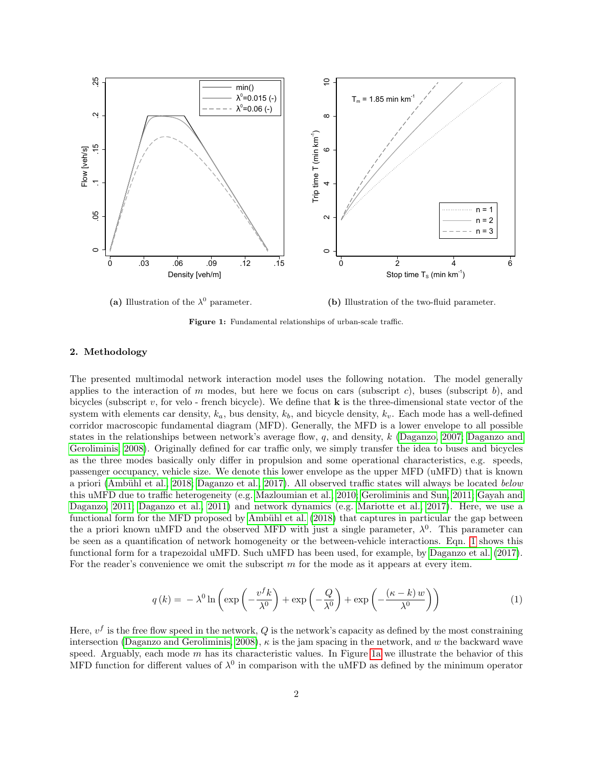Flow [veh/s]

.25

.2

.15

.1

.05

0

0 .03 .06 .09 .12 .15

Density [veh/m]

min()

$\lambda^0$=0.015 (-)

$\lambda^0$=0.06 (-)

Trip time T (min km$^{-1}$)

10

8

6

4

2

0

0 2 4 6

Stop time $T_s$ (min km$^{-1}$)

$T_m$ = 1.85 min km$^{-1}$

n = 1

n = 2

n = 3

**(a)** Illustration of the $\lambda^0$ parameter.

**(b)** Illustration of the two-fluid parameter.

**Figure 1:** Fundamental relationships of urban-scale traffic.

## 2. Methodology

The presented multimodal network interaction model uses the following notation. The model generally applies to the interaction of $m$ modes, but here we focus on cars (subscript $c$), buses (subscript $b$), and bicycles (subscript $v$, for velo - french bicycle). We define that $\mathbf{k}$ is the three-dimensional state vector of the system with elements car density, $k_a$, bus density, $k_b$, and bicycle density, $k_v$. Each mode has a well-defined corridor macroscopic fundamental diagram (MFD). Generally, the MFD is a lower envelope to all possible states in the relationships between network's average flow, $q$, and density, $k$ (Daganzo, 2007; Daganzo and Geroliminis, 2008). Originally defined for car traffic only, we simply transfer the idea to buses and bicycles as the three modes basically only differ in propulsion and some operational characteristics, e.g. speeds, passenger occupancy, vehicle size. We denote this lower envelope as the upper MFD (uMFD) that is known a priori (Ambühl et al., 2018; Daganzo et al., 2017). All observed traffic states will always be located *below* this uMFD due to traffic heterogeneity (e.g. Mazloumian et al., 2010; Geroliminis and Sun, 2011; Gayah and Daganzo, 2011; Daganzo et al., 2011) and network dynamics (e.g. Mariotte et al., 2017). Here, we use a functional form for the MFD proposed by Ambühl et al. (2018) that captures in particular the gap between the a priori known uMFD and the observed MFD with just a single parameter, $\lambda^0$. This parameter can be seen as a quantification of network homogeneity or the between-vehicle interactions. Eqn. 1 shows this functional form for a trapezoidal uMFD. Such uMFD has been used, for example, by Daganzo et al. (2017). For the reader's convenience we omit the subscript $m$ for the mode as it appears at every item.

$$q(k) = -\lambda^0 \ln\left(\exp\left(-\frac{v^f k}{\lambda^0}\right) + \exp\left(-\frac{Q}{\lambda^0}\right) + \exp\left(-\frac{(\kappa - k)\,w}{\lambda^0}\right)\right) \tag{1}$$

Here, $v^f$ is the free flow speed in the network, $Q$ is the network's capacity as defined by the most constraining intersection (Daganzo and Geroliminis, 2008), $\kappa$ is the jam spacing in the network, and $w$ the backward wave speed. Arguably, each mode $m$ has its characteristic values. In Figure 1a we illustrate the behavior of this MFD function for different values of $\lambda^0$ in comparison with the uMFD as defined by the minimum operator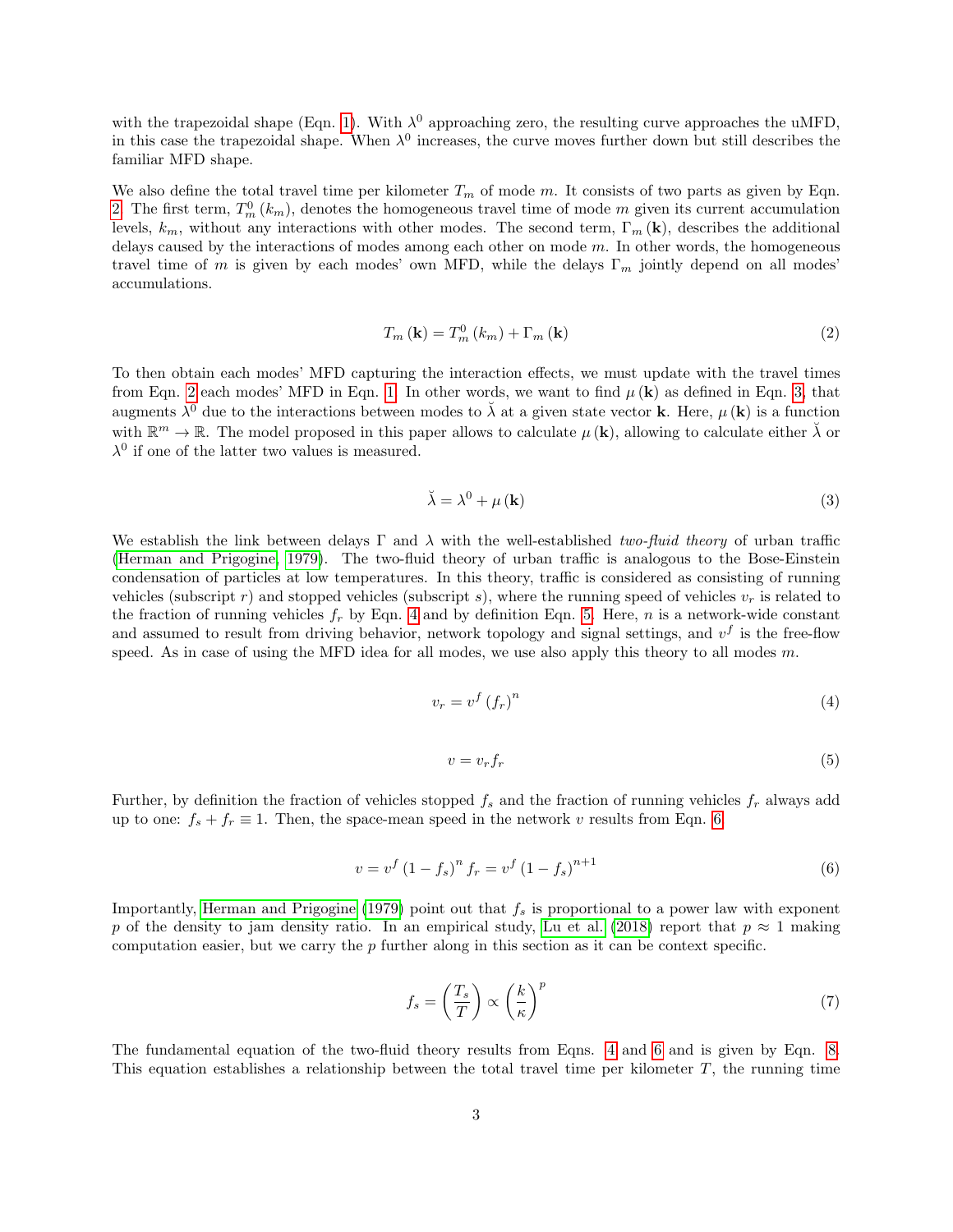with the trapezoidal shape (Eqn. 1). With $\lambda^0$ approaching zero, the resulting curve approaches the uMFD, in this case the trapezoidal shape. When $\lambda^0$ increases, the curve moves further down but still describes the familiar MFD shape.

We also define the total travel time per kilometer $T_m$ of mode $m$. It consists of two parts as given by Eqn. 2. The first term, $T_m^0(k_m)$, denotes the homogeneous travel time of mode $m$ given its current accumulation levels, $k_m$, without any interactions with other modes. The second term, $\Gamma_m(\mathbf{k})$, describes the additional delays caused by the interactions of modes among each other on mode $m$. In other words, the homogeneous travel time of $m$ is given by each modes' own MFD, while the delays $\Gamma_m$ jointly depend on all modes' accumulations.

$$T_m(\mathbf{k}) = T_m^0(k_m) + \Gamma_m(\mathbf{k}) \tag{2}$$

To then obtain each modes' MFD capturing the interaction effects, we must update with the travel times from Eqn. 2 each modes' MFD in Eqn. 1. In other words, we want to find $\mu(\mathbf{k})$ as defined in Eqn. 3, that augments $\lambda^0$ due to the interactions between modes to $\breve{\lambda}$ at a given state vector $\mathbf{k}$. Here, $\mu(\mathbf{k})$ is a function with $\mathbb{R}^m \to \mathbb{R}$. The model proposed in this paper allows to calculate $\mu(\mathbf{k})$, allowing to calculate either $\breve{\lambda}$ or $\lambda^0$ if one of the latter two values is measured.

$$\breve{\lambda} = \lambda^0 + \mu(\mathbf{k}) \tag{3}$$

We establish the link between delays $\Gamma$ and $\lambda$ with the well-established *two-fluid theory* of urban traffic (Herman and Prigogine, 1979). The two-fluid theory of urban traffic is analogous to the Bose-Einstein condensation of particles at low temperatures. In this theory, traffic is considered as consisting of running vehicles (subscript $r$) and stopped vehicles (subscript $s$), where the running speed of vehicles $v_r$ is related to the fraction of running vehicles $f_r$ by Eqn. 4 and by definition Eqn. 5. Here, $n$ is a network-wide constant and assumed to result from driving behavior, network topology and signal settings, and $v^f$ is the free-flow speed. As in case of using the MFD idea for all modes, we use also apply this theory to all modes $m$.

$$v_r = v^f (f_r)^n \tag{4}$$

$$v = v_r f_r \tag{5}$$

Further, by definition the fraction of vehicles stopped $f_s$ and the fraction of running vehicles $f_r$ always add up to one: $f_s + f_r \equiv 1$. Then, the space-mean speed in the network $v$ results from Eqn. 6.

$$v = v^f (1 - f_s)^n f_r = v^f (1 - f_s)^{n+1} \tag{6}$$

Importantly, Herman and Prigogine (1979) point out that $f_s$ is proportional to a power law with exponent $p$ of the density to jam density ratio. In an empirical study, Lu et al. (2018) report that $p \approx 1$ making computation easier, but we carry the $p$ further along in this section as it can be context specific.

$$f_s = \left(\frac{T_s}{T}\right) \propto \left(\frac{k}{\kappa}\right)^p \tag{7}$$

The fundamental equation of the two-fluid theory results from Eqns. 4 and 6 and is given by Eqn. 8. This equation establishes a relationship between the total travel time per kilometer $T$, the running time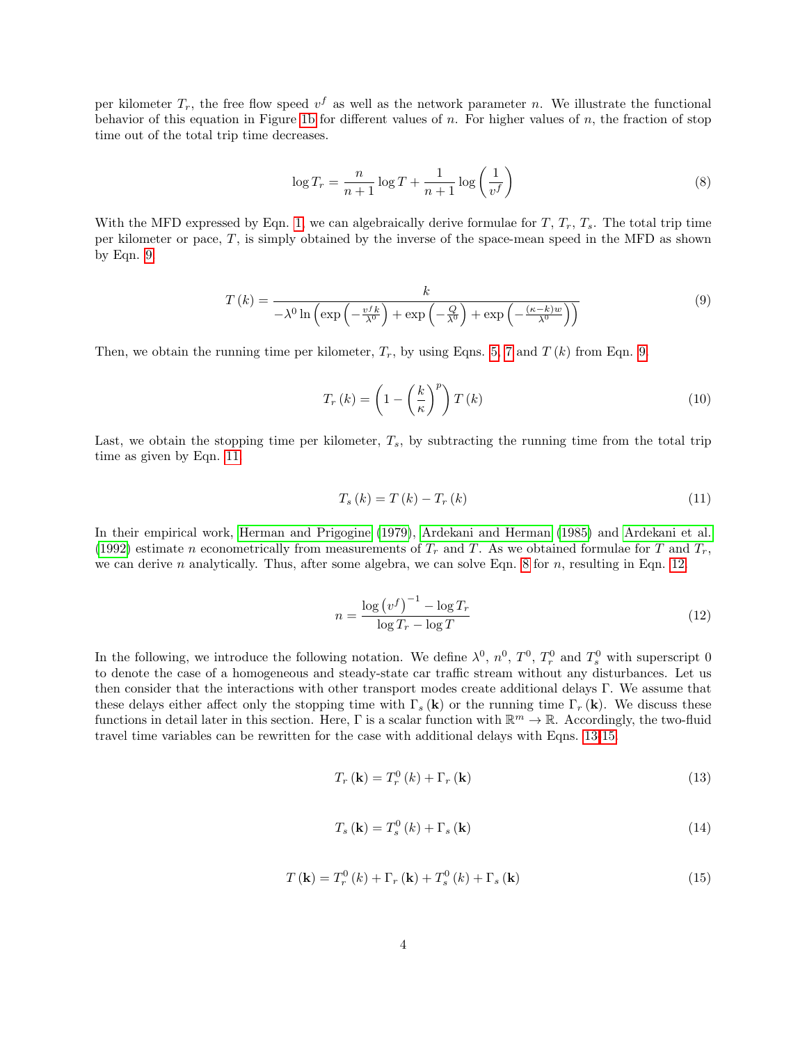per kilometer $T_r$, the free flow speed $v^f$ as well as the network parameter $n$. We illustrate the functional behavior of this equation in Figure 1b for different values of $n$. For higher values of $n$, the fraction of stop time out of the total trip time decreases.

$$\log T_r = \frac{n}{n+1} \log T + \frac{1}{n+1} \log \left( \frac{1}{v^f} \right) \tag{8}$$

With the MFD expressed by Eqn. 1, we can algebraically derive formulae for $T$, $T_r$, $T_s$. The total trip time per kilometer or pace, $T$, is simply obtained by the inverse of the space-mean speed in the MFD as shown by Eqn. 9.

$$T(k) = \frac{k}{-\lambda^0 \ln \left( \exp\left( -\frac{v^f k}{\lambda^0} \right) + \exp\left( -\frac{Q}{\lambda^0} \right) + \exp\left( -\frac{(\kappa - k) w}{\lambda^0} \right) \right)} \tag{9}$$

Then, we obtain the running time per kilometer, $T_r$, by using Eqns. 5, 7 and $T(k)$ from Eqn. 9.

$$T_r(k) = \left( 1 - \left( \frac{k}{\kappa} \right)^p \right) T(k) \tag{10}$$

Last, we obtain the stopping time per kilometer, $T_s$, by subtracting the running time from the total trip time as given by Eqn. 11.

$$T_s(k) = T(k) - T_r(k) \tag{11}$$

In their empirical work, Herman and Prigogine (1979), Ardekani and Herman (1985) and Ardekani et al. (1992) estimate $n$ econometrically from measurements of $T_r$ and $T$. As we obtained formulae for $T$ and $T_r$, we can derive $n$ analytically. Thus, after some algebra, we can solve Eqn. 8 for $n$, resulting in Eqn. 12.

$$n = \frac{\log \left( v^f \right)^{-1} - \log T_r}{\log T_r - \log T} \tag{12}$$

In the following, we introduce the following notation. We define $\lambda^0$, $n^0$, $T^0$, $T_r^0$ and $T_s^0$ with superscript 0 to denote the case of a homogeneous and steady-state car traffic stream without any disturbances. Let us then consider that the interactions with other transport modes create additional delays $\Gamma$. We assume that these delays either affect only the stopping time with $\Gamma_s(\mathbf{k})$ or the running time $\Gamma_r(\mathbf{k})$. We discuss these functions in detail later in this section. Here, $\Gamma$ is a scalar function with $\mathbb{R}^m \rightarrow \mathbb{R}$. Accordingly, the two-fluid travel time variables can be rewritten for the case with additional delays with Eqns. 13-15.

$$T_r(\mathbf{k}) = T_r^0(k) + \Gamma_r(\mathbf{k}) \tag{13}$$

$$T_s(\mathbf{k}) = T_s^0(k) + \Gamma_s(\mathbf{k}) \tag{14}$$

$$T(\mathbf{k}) = T_r^0(k) + \Gamma_r(\mathbf{k}) + T_s^0(k) + \Gamma_s(\mathbf{k}) \tag{15}$$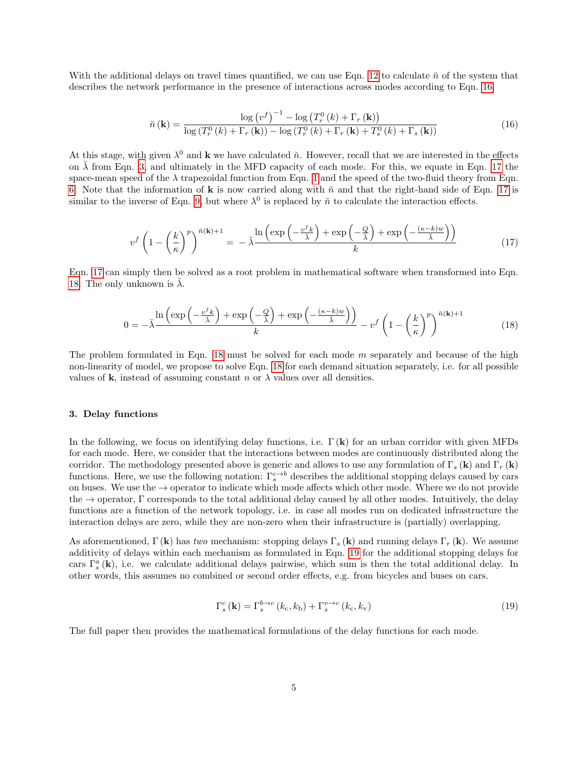With the additional delays on travel times quantified, we can use Eqn. 12 to calculate $\breve{n}$ of the system that describes the network performance in the presence of interactions across modes according to Eqn. 16.

$$\breve{n}(\mathbf{k}) = \frac{\log\left(v^f\right)^{-1} - \log\left(T_r^0(k) + \Gamma_r(\mathbf{k})\right)}{\log\left(T_r^0(k) + \Gamma_r(\mathbf{k})\right) - \log\left(T_r^0(k) + \Gamma_r(\mathbf{k}) + T_s^0(k) + \Gamma_s(\mathbf{k})\right)} \tag{16}$$

At this stage, with given $\lambda^0$ and $\mathbf{k}$ we have calculated $\breve{n}$. However, recall that we are interested in the effects on $\breve{\lambda}$ from Eqn. 3, and ultimately in the MFD capacity of each mode. For this, we equate in Eqn. 17 the space-mean speed of the $\lambda$ trapezoidal function from Eqn. 1 and the speed of the two-fluid theory from Eqn. 6. Note that the information of $\mathbf{k}$ is now carried along with $\breve{n}$ and that the right-hand side of Eqn. 17 is similar to the inverse of Eqn. 9, but where $\lambda^0$ is replaced by $\breve{n}$ to calculate the interaction effects.

$$v^f\left(1 - \left(\frac{k}{\kappa}\right)^p\right)^{\breve{n}(\mathbf{k})+1} = -\breve{\lambda}\frac{\ln\left(\exp\left(-\frac{v^f k}{\breve{\lambda}}\right) + \exp\left(-\frac{Q}{\breve{\lambda}}\right) + \exp\left(-\frac{(\kappa-k)w}{\breve{\lambda}}\right)\right)}{k} \tag{17}$$

Eqn. 17 can simply then be solved as a root problem in mathematical software when transformed into Eqn. 18. The only unknown is $\breve{\lambda}$.

$$0 = -\breve{\lambda}\frac{\ln\left(\exp\left(-\frac{v^f k}{\breve{\lambda}}\right) + \exp\left(-\frac{Q}{\breve{\lambda}}\right) + \exp\left(-\frac{(\kappa-k)w}{\breve{\lambda}}\right)\right)}{k} - v^f\left(1 - \left(\frac{k}{\kappa}\right)^p\right)^{\breve{n}(\mathbf{k})+1} \tag{18}$$

The problem formulated in Eqn. 18 must be solved for each mode $m$ separately and because of the high non-linearity of model, we propose to solve Eqn. 18 for each demand situation separately, i.e. for all possible values of $\mathbf{k}$, instead of assuming constant $n$ or $\lambda$ values over all densities.

## 3. Delay functions

In the following, we focus on identifying delay functions, i.e. $\Gamma(\mathbf{k})$ for an urban corridor with given MFDs for each mode. Here, we consider that the interactions between modes are continuously distributed along the corridor. The methodology presented above is generic and allows to use any formulation of $\Gamma_s(\mathbf{k})$ and $\Gamma_r(\mathbf{k})$ functions. Here, we use the following notation: $\Gamma_s^{c\to b}$ describes the additional stopping delays caused by cars on buses. We use the $\to$ operator to indicate which mode affects which other mode. Where we do not provide the $\to$ operator, $\Gamma$ corresponds to the total additional delay caused by all other modes. Intuitively, the delay functions are a function of the network topology, i.e. in case all modes run on dedicated infrastructure the interaction delays are zero, while they are non-zero when their infrastructure is (partially) overlapping.

As aforementioned, $\Gamma(\mathbf{k})$ has *two* mechanism: stopping delays $\Gamma_s(\mathbf{k})$ and running delays $\Gamma_r(\mathbf{k})$. We assume additivity of delays within each mechanism as formulated in Eqn. 19 for the additional stopping delays for cars $\Gamma_s^a(\mathbf{k})$, i.e. we calculate additional delays pairwise, which sum is then the total additional delay. In other words, this assumes no combined or second order effects, e.g. from bicycles and buses on cars.

$$\Gamma_s^c(\mathbf{k}) = \Gamma_s^{b\to c}(k_c, k_b) + \Gamma_s^{v\to c}(k_c, k_v) \tag{19}$$

The full paper then provides the mathematical formulations of the delay functions for each mode.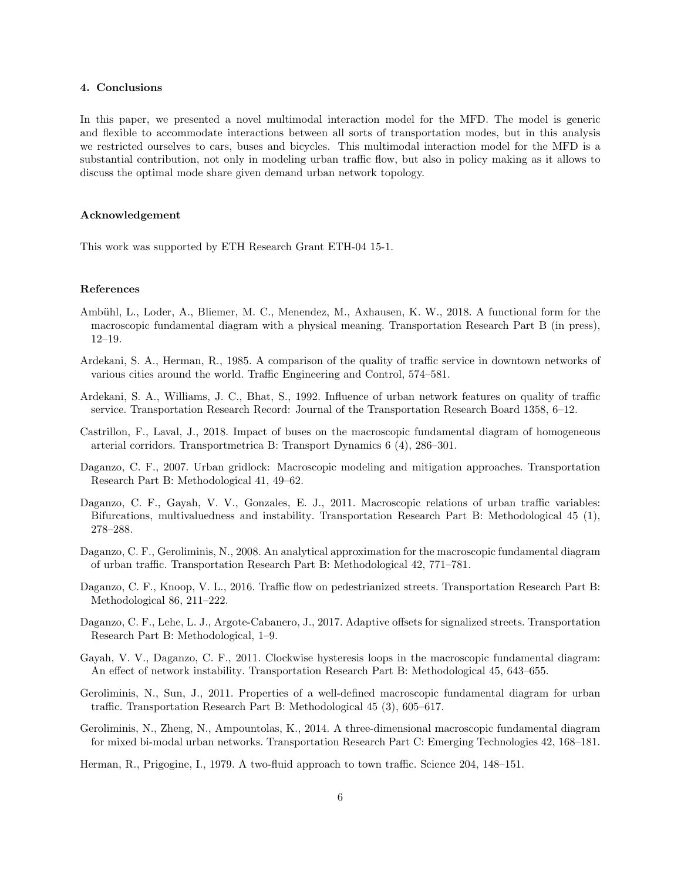## 4. Conclusions

In this paper, we presented a novel multimodal interaction model for the MFD. The model is generic and flexible to accommodate interactions between all sorts of transportation modes, but in this analysis we restricted ourselves to cars, buses and bicycles. This multimodal interaction model for the MFD is a substantial contribution, not only in modeling urban traffic flow, but also in policy making as it allows to discuss the optimal mode share given demand urban network topology.

## Acknowledgement

This work was supported by ETH Research Grant ETH-04 15-1.

## References

Ambühl, L., Loder, A., Bliemer, M. C., Menendez, M., Axhausen, K. W., 2018. A functional form for the macroscopic fundamental diagram with a physical meaning. Transportation Research Part B (in press), 12–19.

Ardekani, S. A., Herman, R., 1985. A comparison of the quality of traffic service in downtown networks of various cities around the world. Traffic Engineering and Control, 574–581.

Ardekani, S. A., Williams, J. C., Bhat, S., 1992. Influence of urban network features on quality of traffic service. Transportation Research Record: Journal of the Transportation Research Board 1358, 6–12.

Castrillon, F., Laval, J., 2018. Impact of buses on the macroscopic fundamental diagram of homogeneous arterial corridors. Transportmetrica B: Transport Dynamics 6 (4), 286–301.

Daganzo, C. F., 2007. Urban gridlock: Macroscopic modeling and mitigation approaches. Transportation Research Part B: Methodological 41, 49–62.

Daganzo, C. F., Gayah, V. V., Gonzales, E. J., 2011. Macroscopic relations of urban traffic variables: Bifurcations, multivaluedness and instability. Transportation Research Part B: Methodological 45 (1), 278–288.

Daganzo, C. F., Geroliminis, N., 2008. An analytical approximation for the macroscopic fundamental diagram of urban traffic. Transportation Research Part B: Methodological 42, 771–781.

Daganzo, C. F., Knoop, V. L., 2016. Traffic flow on pedestrianized streets. Transportation Research Part B: Methodological 86, 211–222.

Daganzo, C. F., Lehe, L. J., Argote-Cabanero, J., 2017. Adaptive offsets for signalized streets. Transportation Research Part B: Methodological, 1–9.

Gayah, V. V., Daganzo, C. F., 2011. Clockwise hysteresis loops in the macroscopic fundamental diagram: An effect of network instability. Transportation Research Part B: Methodological 45, 643–655.

Geroliminis, N., Sun, J., 2011. Properties of a well-defined macroscopic fundamental diagram for urban traffic. Transportation Research Part B: Methodological 45 (3), 605–617.

Geroliminis, N., Zheng, N., Ampountolas, K., 2014. A three-dimensional macroscopic fundamental diagram for mixed bi-modal urban networks. Transportation Research Part C: Emerging Technologies 42, 168–181.

Herman, R., Prigogine, I., 1979. A two-fluid approach to town traffic. Science 204, 148–151.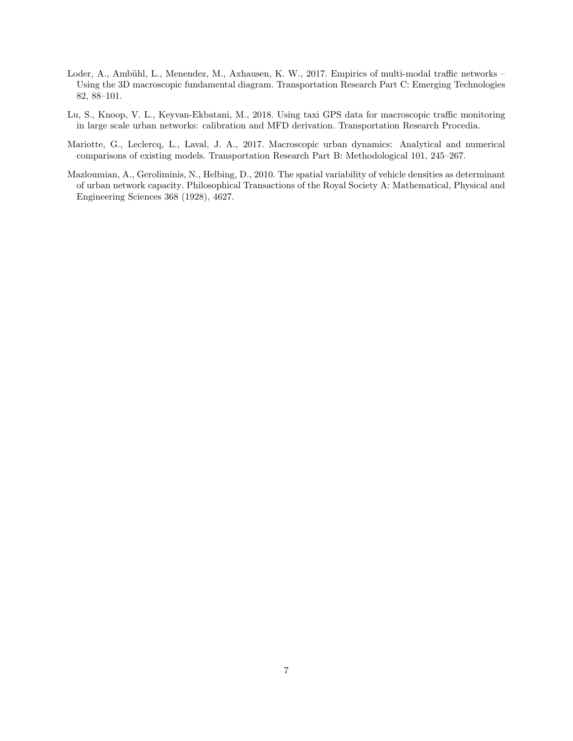Loder, A., Ambühl, L., Menendez, M., Axhausen, K. W., 2017. Empirics of multi-modal traffic networks – Using the 3D macroscopic fundamental diagram. Transportation Research Part C: Emerging Technologies 82, 88–101.

Lu, S., Knoop, V. L., Keyvan-Ekbatani, M., 2018. Using taxi GPS data for macroscopic traffic monitoring in large scale urban networks: calibration and MFD derivation. Transportation Research Procedia.

Mariotte, G., Leclercq, L., Laval, J. A., 2017. Macroscopic urban dynamics: Analytical and numerical comparisons of existing models. Transportation Research Part B: Methodological 101, 245–267.

Mazloumian, A., Geroliminis, N., Helbing, D., 2010. The spatial variability of vehicle densities as determinant of urban network capacity. Philosophical Transactions of the Royal Society A: Mathematical, Physical and Engineering Sciences 368 (1928), 4627.